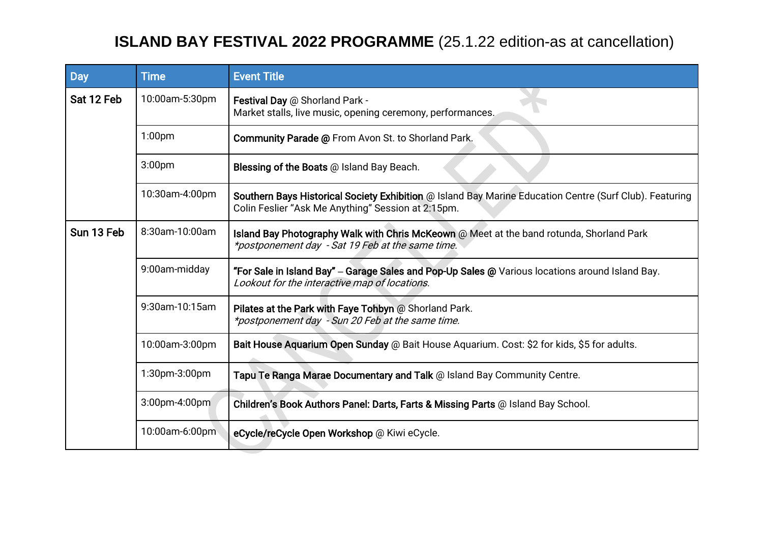# **ISLAND BAY FESTIVAL 2022 PROGRAMME** (25.1.22 edition-as at cancellation)

| Day | Time | Event Title |
|---|---|---|
| Sat 12 Feb | 10:00am-5:30pm | **Festival Day** @ Shorland Park -<br>Market stalls, live music, opening ceremony, performances. |
| | 1:00pm | **Community Parade @** From Avon St. to Shorland Park. |
| | 3:00pm | **Blessing of the Boats** @ Island Bay Beach. |
| | 10:30am-4:00pm | **Southern Bays Historical Society Exhibition** @ Island Bay Marine Education Centre (Surf Club). Featuring Colin Feslier "Ask Me Anything" Session at 2:15pm. |
| Sun 13 Feb | 8:30am-10:00am | **Island Bay Photography Walk with Chris McKeown** @ Meet at the band rotunda, Shorland Park<br>*\*postponement day - Sat 19 Feb at the same time.* |
| | 9:00am-midday | **"For Sale in Island Bay" – Garage Sales and Pop-Up Sales @** Various locations around Island Bay.<br>*Lookout for the interactive map of locations.* |
| | 9:30am-10:15am | **Pilates at the Park with Faye Tohbyn** @ Shorland Park.<br>*\*postponement day - Sun 20 Feb at the same time.* |
| | 10:00am-3:00pm | **Bait House Aquarium Open Sunday** @ Bait House Aquarium. Cost: $2 for kids, $5 for adults. |
| | 1:30pm-3:00pm | **Tapu Te Ranga Marae Documentary and Talk** @ Island Bay Community Centre. |
| | 3:00pm-4:00pm | **Children's Book Authors Panel: Darts, Farts & Missing Parts** @ Island Bay School. |
| | 10:00am-6:00pm | **eCycle/reCycle Open Workshop** @ Kiwi eCycle. |

CANCELLED*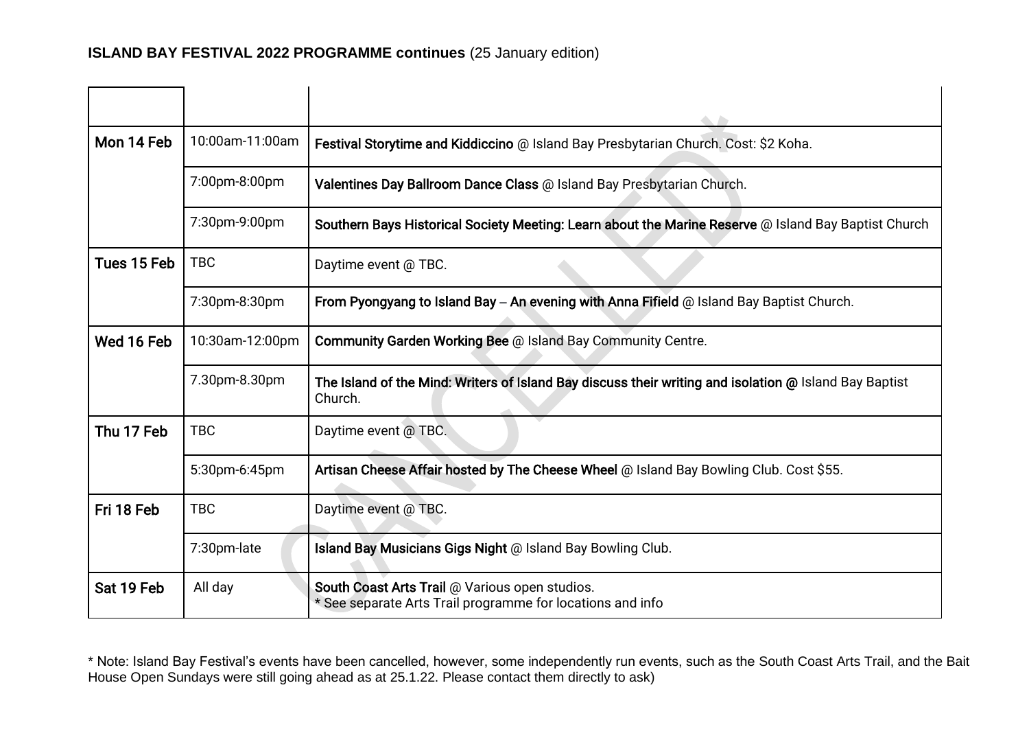**ISLAND BAY FESTIVAL 2022 PROGRAMME continues** (25 January edition)

CANCELLED*

| | | |
|---|---|---|
| **Mon 14 Feb** | 10:00am-11:00am | **Festival Storytime and Kiddiccino** @ Island Bay Presbytarian Church. Cost: $2 Koha. |
| | 7:00pm-8:00pm | **Valentines Day Ballroom Dance Class** @ Island Bay Presbytarian Church. |
| | 7:30pm-9:00pm | **Southern Bays Historical Society Meeting: Learn about the Marine Reserve** @ Island Bay Baptist Church |
| **Tues 15 Feb** | TBC | Daytime event @ TBC. |
| | 7:30pm-8:30pm | **From Pyongyang to Island Bay – An evening with Anna Fifield** @ Island Bay Baptist Church. |
| **Wed 16 Feb** | 10:30am-12:00pm | **Community Garden Working Bee** @ Island Bay Community Centre. |
| | 7.30pm-8.30pm | **The Island of the Mind: Writers of Island Bay discuss their writing and isolation @** Island Bay Baptist Church. |
| **Thu 17 Feb** | TBC | Daytime event @ TBC. |
| | 5:30pm-6:45pm | **Artisan Cheese Affair hosted by The Cheese Wheel** @ Island Bay Bowling Club. Cost $55. |
| **Fri 18 Feb** | TBC | Daytime event @ TBC. |
| | 7:30pm-late | **Island Bay Musicians Gigs Night** @ Island Bay Bowling Club. |
| **Sat 19 Feb** | All day | **South Coast Arts Trail** @ Various open studios.<br>* See separate Arts Trail programme for locations and info |

* Note: Island Bay Festival's events have been cancelled, however, some independently run events, such as the South Coast Arts Trail, and the Bait House Open Sundays were still going ahead as at 25.1.22. Please contact them directly to ask)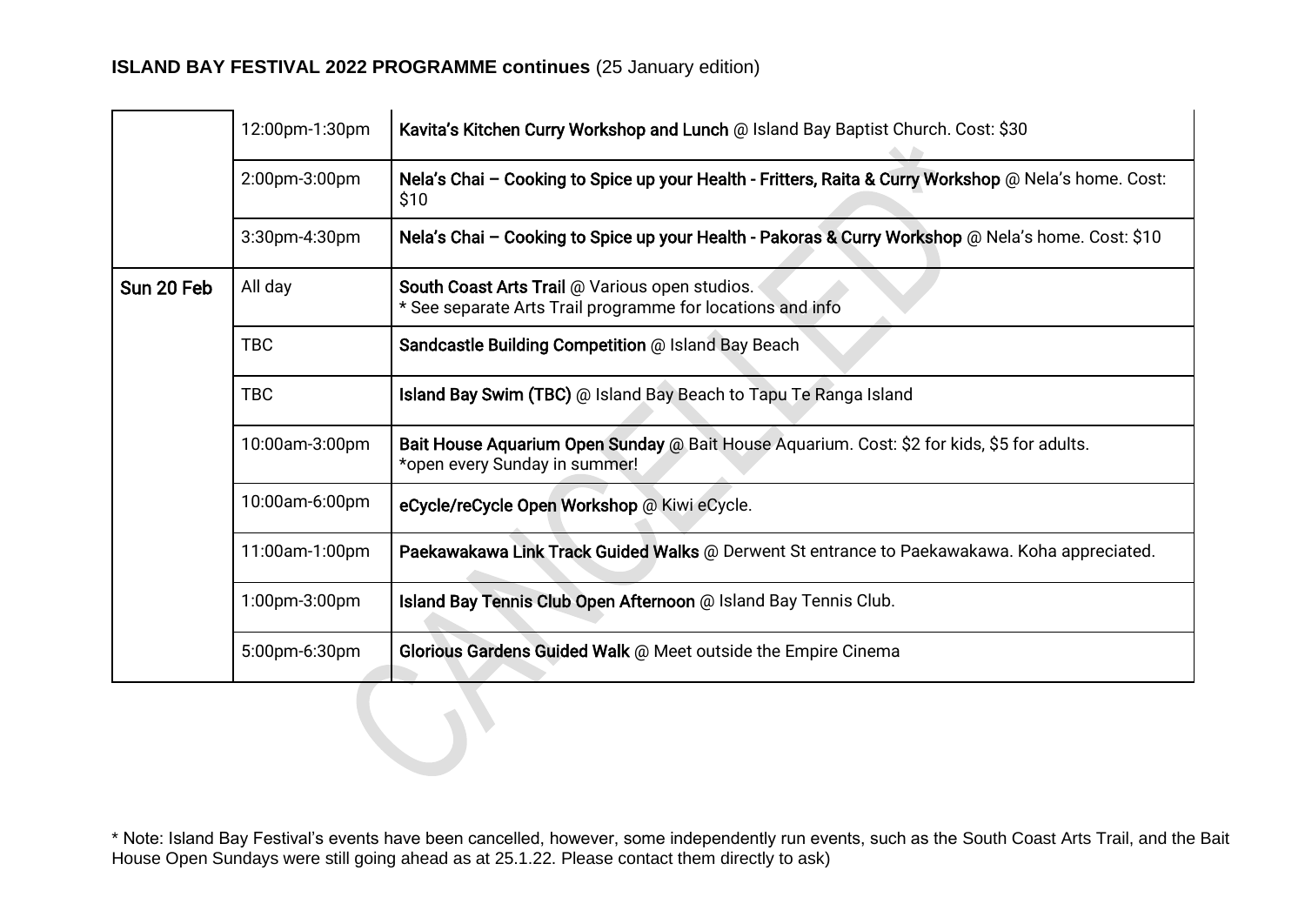**ISLAND BAY FESTIVAL 2022 PROGRAMME continues** (25 January edition)

| | | |
|---|---|---|
| | 12:00pm-1:30pm | **Kavita's Kitchen Curry Workshop and Lunch** @ Island Bay Baptist Church. Cost: $30 |
| | 2:00pm-3:00pm | **Nela's Chai – Cooking to Spice up your Health - Fritters, Raita & Curry Workshop** @ Nela's home. Cost: $10 |
| | 3:30pm-4:30pm | **Nela's Chai – Cooking to Spice up your Health - Pakoras & Curry Workshop** @ Nela's home. Cost: $10 |
| **Sun 20 Feb** | All day | **South Coast Arts Trail** @ Various open studios.<br>* See separate Arts Trail programme for locations and info |
| | TBC | **Sandcastle Building Competition** @ Island Bay Beach |
| | TBC | **Island Bay Swim (TBC)** @ Island Bay Beach to Tapu Te Ranga Island |
| | 10:00am-3:00pm | **Bait House Aquarium Open Sunday** @ Bait House Aquarium. Cost: $2 for kids, $5 for adults.<br>*open every Sunday in summer! |
| | 10:00am-6:00pm | **eCycle/reCycle Open Workshop** @ Kiwi eCycle. |
| | 11:00am-1:00pm | **Paekawakawa Link Track Guided Walks** @ Derwent St entrance to Paekawakawa. Koha appreciated. |
| | 1:00pm-3:00pm | **Island Bay Tennis Club Open Afternoon** @ Island Bay Tennis Club. |
| | 5:00pm-6:30pm | **Glorious Gardens Guided Walk** @ Meet outside the Empire Cinema |

CANCELLED

* Note: Island Bay Festival's events have been cancelled, however, some independently run events, such as the South Coast Arts Trail, and the Bait House Open Sundays were still going ahead as at 25.1.22. Please contact them directly to ask)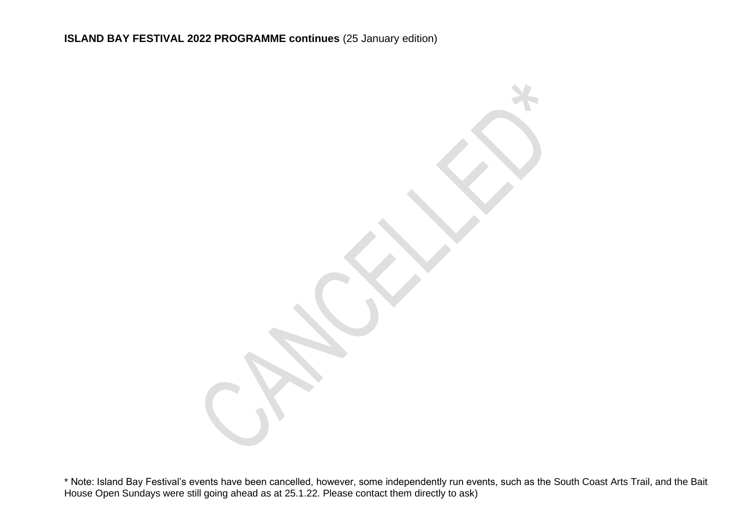**ISLAND BAY FESTIVAL 2022 PROGRAMME continues** (25 January edition)

CANCELLED*

* Note: Island Bay Festival's events have been cancelled, however, some independently run events, such as the South Coast Arts Trail, and the Bait House Open Sundays were still going ahead as at 25.1.22. Please contact them directly to ask)